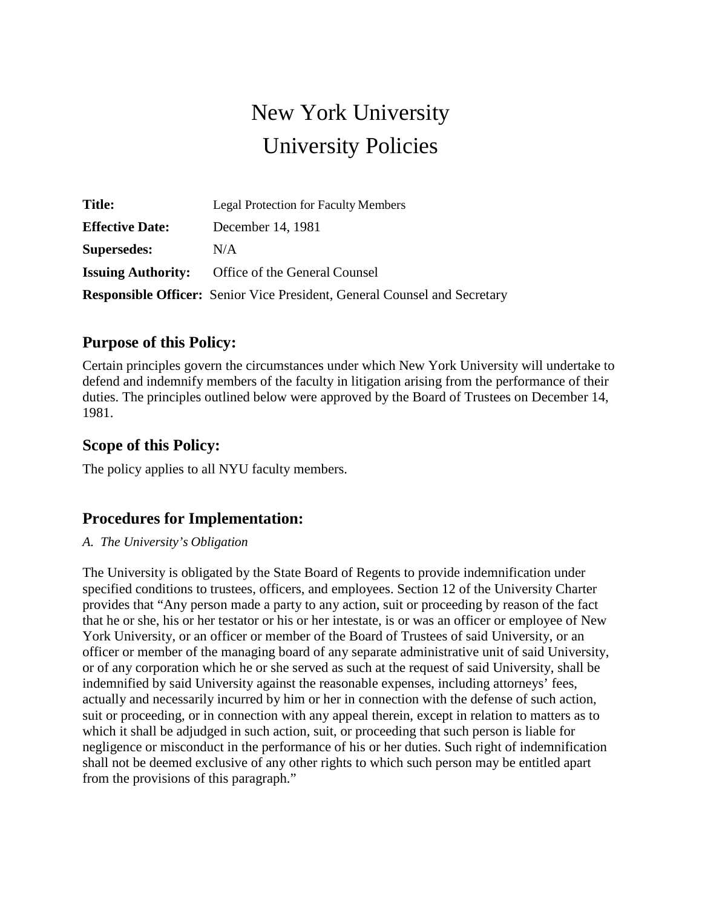# New York University
# University Policies

**Title:** Legal Protection for Faculty Members

**Effective Date:** December 14, 1981

**Supersedes:** N/A

**Issuing Authority:** Office of the General Counsel

**Responsible Officer:** Senior Vice President, General Counsel and Secretary

## Purpose of this Policy:

Certain principles govern the circumstances under which New York University will undertake to defend and indemnify members of the faculty in litigation arising from the performance of their duties. The principles outlined below were approved by the Board of Trustees on December 14, 1981.

## Scope of this Policy:

The policy applies to all NYU faculty members.

## Procedures for Implementation:

*A. The University's Obligation*

The University is obligated by the State Board of Regents to provide indemnification under specified conditions to trustees, officers, and employees. Section 12 of the University Charter provides that "Any person made a party to any action, suit or proceeding by reason of the fact that he or she, his or her testator or his or her intestate, is or was an officer or employee of New York University, or an officer or member of the Board of Trustees of said University, or an officer or member of the managing board of any separate administrative unit of said University, or of any corporation which he or she served as such at the request of said University, shall be indemnified by said University against the reasonable expenses, including attorneys' fees, actually and necessarily incurred by him or her in connection with the defense of such action, suit or proceeding, or in connection with any appeal therein, except in relation to matters as to which it shall be adjudged in such action, suit, or proceeding that such person is liable for negligence or misconduct in the performance of his or her duties. Such right of indemnification shall not be deemed exclusive of any other rights to which such person may be entitled apart from the provisions of this paragraph."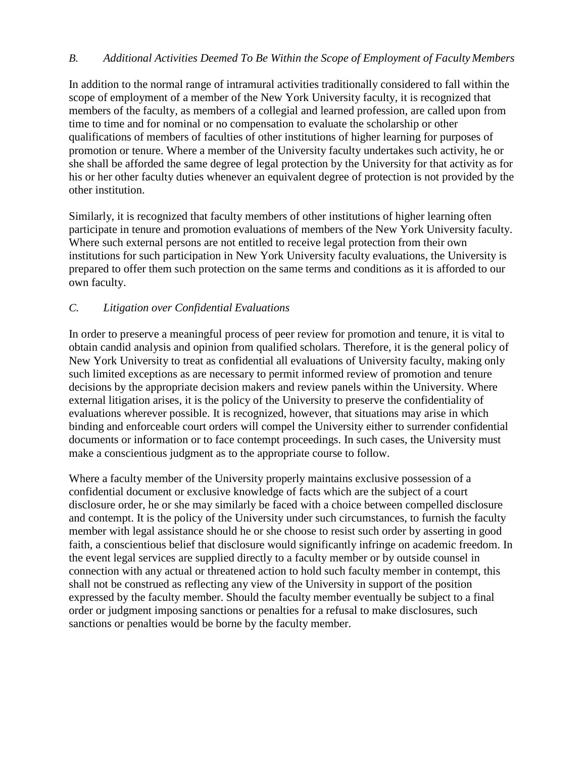### *B. Additional Activities Deemed To Be Within the Scope of Employment of Faculty Members*

In addition to the normal range of intramural activities traditionally considered to fall within the scope of employment of a member of the New York University faculty, it is recognized that members of the faculty, as members of a collegial and learned profession, are called upon from time to time and for nominal or no compensation to evaluate the scholarship or other qualifications of members of faculties of other institutions of higher learning for purposes of promotion or tenure. Where a member of the University faculty undertakes such activity, he or she shall be afforded the same degree of legal protection by the University for that activity as for his or her other faculty duties whenever an equivalent degree of protection is not provided by the other institution.

Similarly, it is recognized that faculty members of other institutions of higher learning often participate in tenure and promotion evaluations of members of the New York University faculty. Where such external persons are not entitled to receive legal protection from their own institutions for such participation in New York University faculty evaluations, the University is prepared to offer them such protection on the same terms and conditions as it is afforded to our own faculty.

### *C. Litigation over Confidential Evaluations*

In order to preserve a meaningful process of peer review for promotion and tenure, it is vital to obtain candid analysis and opinion from qualified scholars. Therefore, it is the general policy of New York University to treat as confidential all evaluations of University faculty, making only such limited exceptions as are necessary to permit informed review of promotion and tenure decisions by the appropriate decision makers and review panels within the University. Where external litigation arises, it is the policy of the University to preserve the confidentiality of evaluations wherever possible. It is recognized, however, that situations may arise in which binding and enforceable court orders will compel the University either to surrender confidential documents or information or to face contempt proceedings. In such cases, the University must make a conscientious judgment as to the appropriate course to follow.

Where a faculty member of the University properly maintains exclusive possession of a confidential document or exclusive knowledge of facts which are the subject of a court disclosure order, he or she may similarly be faced with a choice between compelled disclosure and contempt. It is the policy of the University under such circumstances, to furnish the faculty member with legal assistance should he or she choose to resist such order by asserting in good faith, a conscientious belief that disclosure would significantly infringe on academic freedom. In the event legal services are supplied directly to a faculty member or by outside counsel in connection with any actual or threatened action to hold such faculty member in contempt, this shall not be construed as reflecting any view of the University in support of the position expressed by the faculty member. Should the faculty member eventually be subject to a final order or judgment imposing sanctions or penalties for a refusal to make disclosures, such sanctions or penalties would be borne by the faculty member.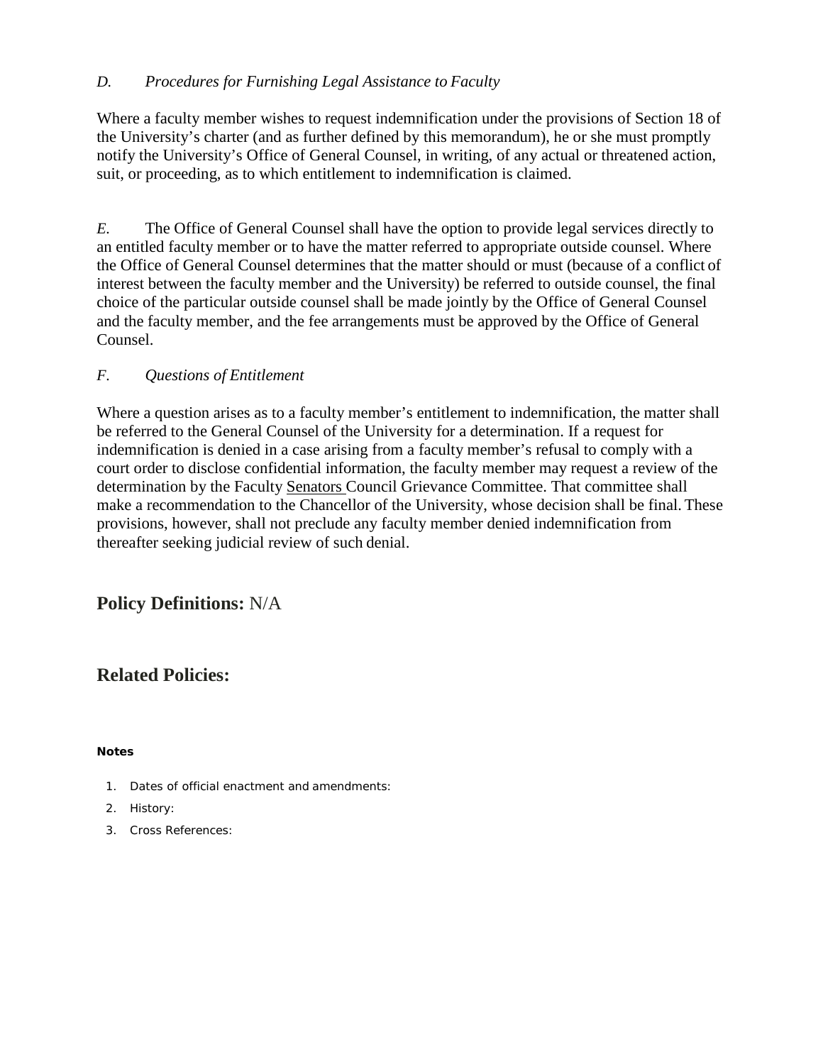*D. Procedures for Furnishing Legal Assistance to Faculty*

Where a faculty member wishes to request indemnification under the provisions of Section 18 of the University's charter (and as further defined by this memorandum), he or she must promptly notify the University's Office of General Counsel, in writing, of any actual or threatened action, suit, or proceeding, as to which entitlement to indemnification is claimed.

*E.* The Office of General Counsel shall have the option to provide legal services directly to an entitled faculty member or to have the matter referred to appropriate outside counsel. Where the Office of General Counsel determines that the matter should or must (because of a conflict of interest between the faculty member and the University) be referred to outside counsel, the final choice of the particular outside counsel shall be made jointly by the Office of General Counsel and the faculty member, and the fee arrangements must be approved by the Office of General Counsel.

*F. Questions of Entitlement*

Where a question arises as to a faculty member's entitlement to indemnification, the matter shall be referred to the General Counsel of the University for a determination. If a request for indemnification is denied in a case arising from a faculty member's refusal to comply with a court order to disclose confidential information, the faculty member may request a review of the determination by the Faculty <u>Senators</u> Council Grievance Committee. That committee shall make a recommendation to the Chancellor of the University, whose decision shall be final. These provisions, however, shall not preclude any faculty member denied indemnification from thereafter seeking judicial review of such denial.

## Policy Definitions: N/A

## Related Policies:

**Notes**

1. Dates of official enactment and amendments:
2. History:
3. Cross References: